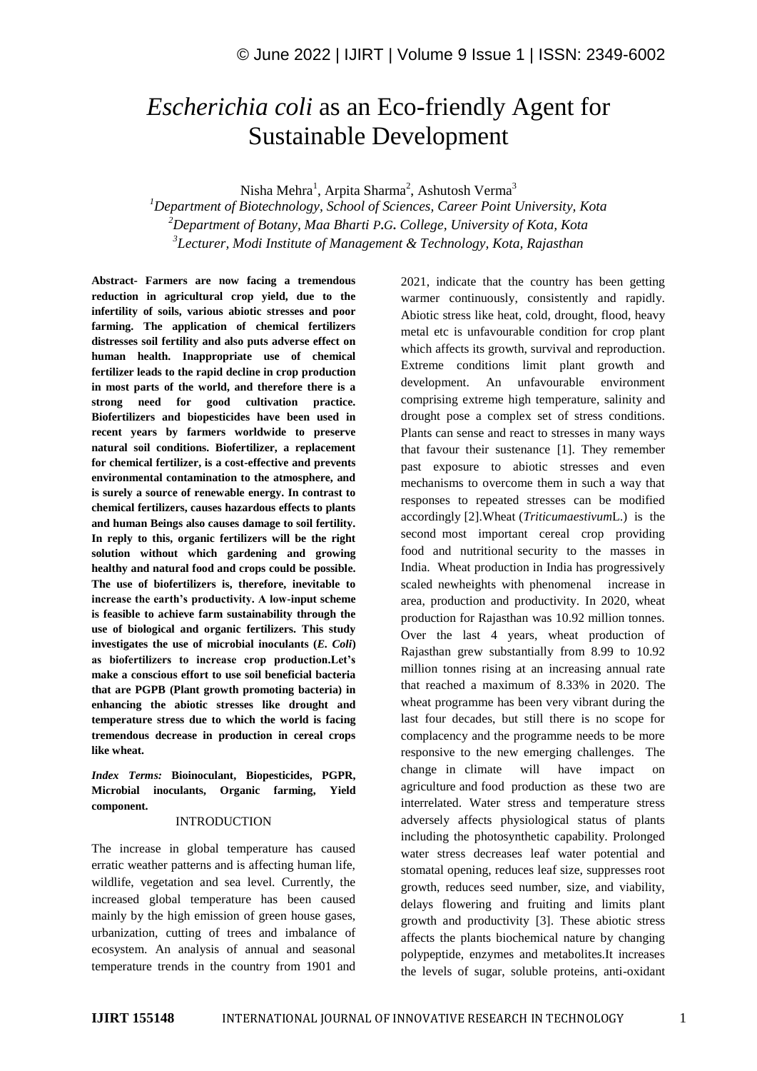# *Escherichia coli* as an Eco-friendly Agent for Sustainable Development

Nisha Mehra[1], Arpita Sharma[2], Ashutosh Verma[3]

[1]*Department of Biotechnology, School of Sciences, Career Point University, Kota*

[2]*Department of Botany, Maa Bharti P.G. College, University of Kota, Kota*

[3]*Lecturer, Modi Institute of Management & Technology, Kota, Rajasthan*

**Abstract- Farmers are now facing a tremendous reduction in agricultural crop yield, due to the infertility of soils, various abiotic stresses and poor farming. The application of chemical fertilizers distresses soil fertility and also puts adverse effect on human health. Inappropriate use of chemical fertilizer leads to the rapid decline in crop production in most parts of the world, and therefore there is a strong need for good cultivation practice. Biofertilizers and biopesticides have been used in recent years by farmers worldwide to preserve natural soil conditions. Biofertilizer, a replacement for chemical fertilizer, is a cost-effective and prevents environmental contamination to the atmosphere, and is surely a source of renewable energy. In contrast to chemical fertilizers, causes hazardous effects to plants and human Beings also causes damage to soil fertility. In reply to this, organic fertilizers will be the right solution without which gardening and growing healthy and natural food and crops could be possible. The use of biofertilizers is, therefore, inevitable to increase the earth's productivity. A low-input scheme is feasible to achieve farm sustainability through the use of biological and organic fertilizers. This study investigates the use of microbial inoculants (*E. Coli*) as biofertilizers to increase crop production.Let's make a conscious effort to use soil beneficial bacteria that are PGPB (Plant growth promoting bacteria) in enhancing the abiotic stresses like drought and temperature stress due to which the world is facing tremendous decrease in production in cereal crops like wheat.**

***Index Terms:*** **Bioinoculant, Biopesticides, PGPR, Microbial inoculants, Organic farming, Yield component.**

## INTRODUCTION

The increase in global temperature has caused erratic weather patterns and is affecting human life, wildlife, vegetation and sea level. Currently, the increased global temperature has been caused mainly by the high emission of green house gases, urbanization, cutting of trees and imbalance of ecosystem. An analysis of annual and seasonal temperature trends in the country from 1901 and 2021, indicate that the country has been getting warmer continuously, consistently and rapidly. Abiotic stress like heat, cold, drought, flood, heavy metal etc is unfavourable condition for crop plant which affects its growth, survival and reproduction. Extreme conditions limit plant growth and development. An unfavourable environment comprising extreme high temperature, salinity and drought pose a complex set of stress conditions. Plants can sense and react to stresses in many ways that favour their sustenance [1]. They remember past exposure to abiotic stresses and even mechanisms to overcome them in such a way that responses to repeated stresses can be modified accordingly [2].Wheat (*Triticumaestivum*L.) is the second most important cereal crop providing food and nutritional security to the masses in India. Wheat production in India has progressively scaled newheights with phenomenal increase in area, production and productivity. In 2020, wheat production for Rajasthan was 10.92 million tonnes. Over the last 4 years, wheat production of Rajasthan grew substantially from 8.99 to 10.92 million tonnes rising at an increasing annual rate that reached a maximum of 8.33% in 2020. The wheat programme has been very vibrant during the last four decades, but still there is no scope for complacency and the programme needs to be more responsive to the new emerging challenges. The change in climate will have impact on agriculture and food production as these two are interrelated. Water stress and temperature stress adversely affects physiological status of plants including the photosynthetic capability. Prolonged water stress decreases leaf water potential and stomatal opening, reduces leaf size, suppresses root growth, reduces seed number, size, and viability, delays flowering and fruiting and limits plant growth and productivity [3]. These abiotic stress affects the plants biochemical nature by changing polypeptide, enzymes and metabolites.It increases the levels of sugar, soluble proteins, anti-oxidant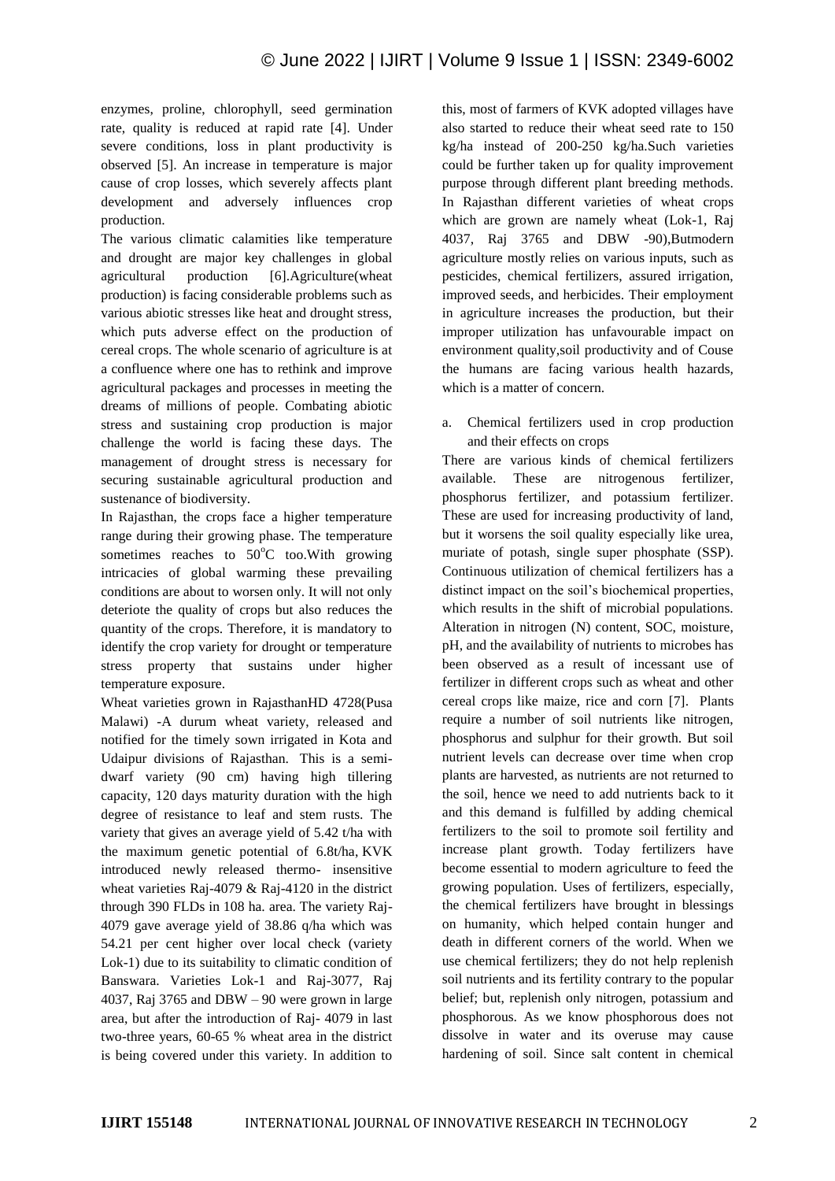enzymes, proline, chlorophyll, seed germination rate, quality is reduced at rapid rate [4]. Under severe conditions, loss in plant productivity is observed [5]. An increase in temperature is major cause of crop losses, which severely affects plant development and adversely influences crop production.

The various climatic calamities like temperature and drought are major key challenges in global agricultural production [6].Agriculture(wheat production) is facing considerable problems such as various abiotic stresses like heat and drought stress, which puts adverse effect on the production of cereal crops. The whole scenario of agriculture is at a confluence where one has to rethink and improve agricultural packages and processes in meeting the dreams of millions of people. Combating abiotic stress and sustaining crop production is major challenge the world is facing these days. The management of drought stress is necessary for securing sustainable agricultural production and sustenance of biodiversity.

In Rajasthan, the crops face a higher temperature range during their growing phase. The temperature sometimes reaches to 50°C too.With growing intricacies of global warming these prevailing conditions are about to worsen only. It will not only deteriote the quality of crops but also reduces the quantity of the crops. Therefore, it is mandatory to identify the crop variety for drought or temperature stress property that sustains under higher temperature exposure.

Wheat varieties grown in RajasthanHD 4728(Pusa Malawi) -A durum wheat variety, released and notified for the timely sown irrigated in Kota and Udaipur divisions of Rajasthan. This is a semi-dwarf variety (90 cm) having high tillering capacity, 120 days maturity duration with the high degree of resistance to leaf and stem rusts. The variety that gives an average yield of 5.42 t/ha with the maximum genetic potential of 6.8t/ha, KVK introduced newly released thermo- insensitive wheat varieties Raj-4079 & Raj-4120 in the district through 390 FLDs in 108 ha. area. The variety Raj-4079 gave average yield of 38.86 q/ha which was 54.21 per cent higher over local check (variety Lok-1) due to its suitability to climatic condition of Banswara. Varieties Lok-1 and Raj-3077, Raj 4037, Raj 3765 and DBW – 90 were grown in large area, but after the introduction of Raj- 4079 in last two-three years, 60-65 % wheat area in the district is being covered under this variety. In addition to this, most of farmers of KVK adopted villages have also started to reduce their wheat seed rate to 150 kg/ha instead of 200-250 kg/ha.Such varieties could be further taken up for quality improvement purpose through different plant breeding methods. In Rajasthan different varieties of wheat crops which are grown are namely wheat (Lok-1, Raj 4037, Raj 3765 and DBW -90),Butmodern agriculture mostly relies on various inputs, such as pesticides, chemical fertilizers, assured irrigation, improved seeds, and herbicides. Their employment in agriculture increases the production, but their improper utilization has unfavourable impact on environment quality,soil productivity and of Couse the humans are facing various health hazards, which is a matter of concern.

a. Chemical fertilizers used in crop production and their effects on crops

There are various kinds of chemical fertilizers available. These are nitrogenous fertilizer, phosphorus fertilizer, and potassium fertilizer. These are used for increasing productivity of land, but it worsens the soil quality especially like urea, muriate of potash, single super phosphate (SSP). Continuous utilization of chemical fertilizers has a distinct impact on the soil's biochemical properties, which results in the shift of microbial populations. Alteration in nitrogen (N) content, SOC, moisture, pH, and the availability of nutrients to microbes has been observed as a result of incessant use of fertilizer in different crops such as wheat and other cereal crops like maize, rice and corn [7]. Plants require a number of soil nutrients like nitrogen, phosphorus and sulphur for their growth. But soil nutrient levels can decrease over time when crop plants are harvested, as nutrients are not returned to the soil, hence we need to add nutrients back to it and this demand is fulfilled by adding chemical fertilizers to the soil to promote soil fertility and increase plant growth. Today fertilizers have become essential to modern agriculture to feed the growing population. Uses of fertilizers, especially, the chemical fertilizers have brought in blessings on humanity, which helped contain hunger and death in different corners of the world. When we use chemical fertilizers; they do not help replenish soil nutrients and its fertility contrary to the popular belief; but, replenish only nitrogen, potassium and phosphorous. As we know phosphorous does not dissolve in water and its overuse may cause hardening of soil. Since salt content in chemical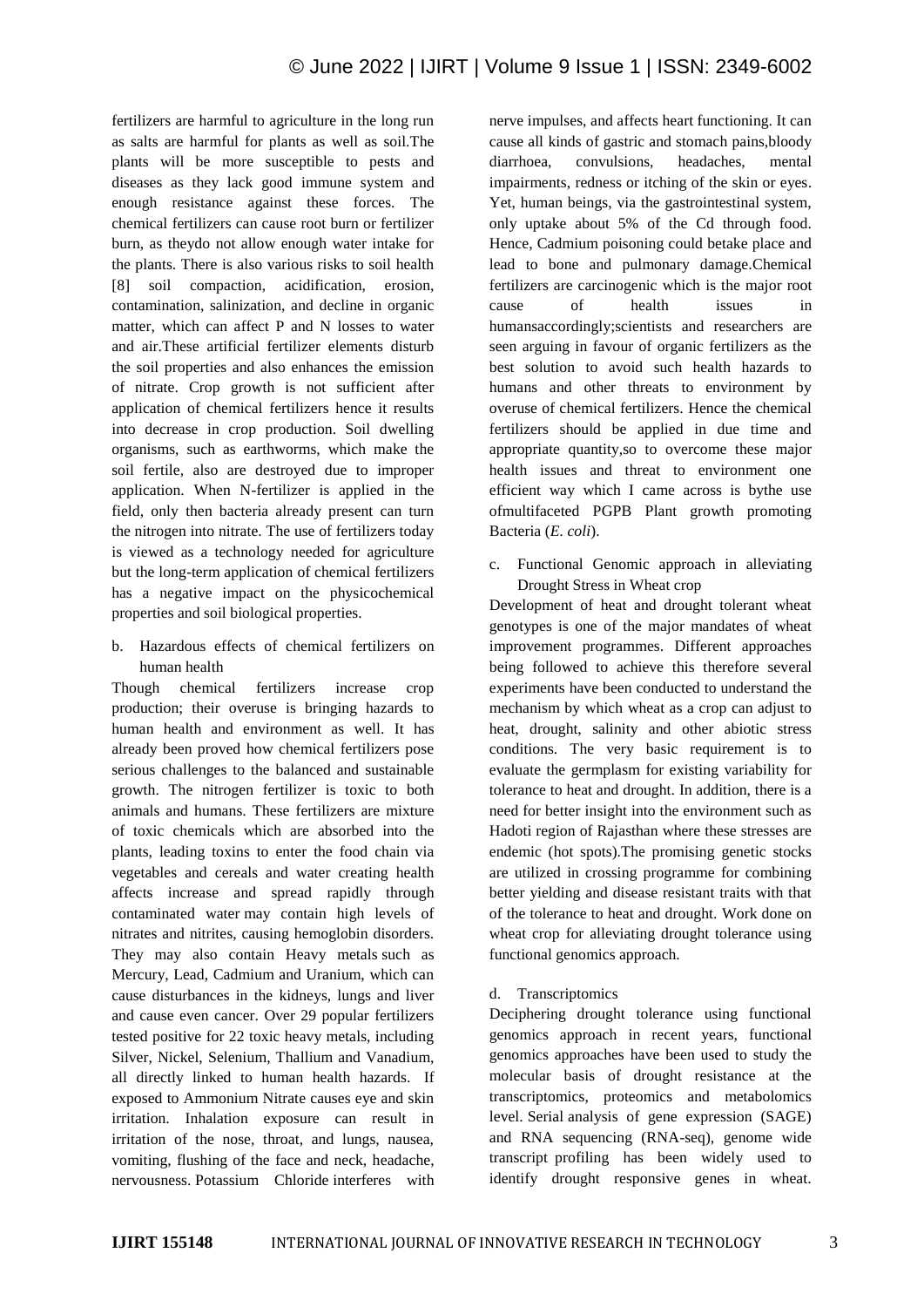fertilizers are harmful to agriculture in the long run as salts are harmful for plants as well as soil.The plants will be more susceptible to pests and diseases as they lack good immune system and enough resistance against these forces. The chemical fertilizers can cause root burn or fertilizer burn, as theydo not allow enough water intake for the plants. There is also various risks to soil health [8] soil compaction, acidification, erosion, contamination, salinization, and decline in organic matter, which can affect P and N losses to water and air.These artificial fertilizer elements disturb the soil properties and also enhances the emission of nitrate. Crop growth is not sufficient after application of chemical fertilizers hence it results into decrease in crop production. Soil dwelling organisms, such as earthworms, which make the soil fertile, also are destroyed due to improper application. When N-fertilizer is applied in the field, only then bacteria already present can turn the nitrogen into nitrate. The use of fertilizers today is viewed as a technology needed for agriculture but the long-term application of chemical fertilizers has a negative impact on the physicochemical properties and soil biological properties.

b. Hazardous effects of chemical fertilizers on human health

Though chemical fertilizers increase crop production; their overuse is bringing hazards to human health and environment as well. It has already been proved how chemical fertilizers pose serious challenges to the balanced and sustainable growth. The nitrogen fertilizer is toxic to both animals and humans. These fertilizers are mixture of toxic chemicals which are absorbed into the plants, leading toxins to enter the food chain via vegetables and cereals and water creating health affects increase and spread rapidly through contaminated water may contain high levels of nitrates and nitrites, causing hemoglobin disorders. They may also contain Heavy metals such as Mercury, Lead, Cadmium and Uranium, which can cause disturbances in the kidneys, lungs and liver and cause even cancer. Over 29 popular fertilizers tested positive for 22 toxic heavy metals, including Silver, Nickel, Selenium, Thallium and Vanadium, all directly linked to human health hazards. If exposed to Ammonium Nitrate causes eye and skin irritation. Inhalation exposure can result in irritation of the nose, throat, and lungs, nausea, vomiting, flushing of the face and neck, headache, nervousness. Potassium Chloride interferes with nerve impulses, and affects heart functioning. It can cause all kinds of gastric and stomach pains,bloody diarrhoea, convulsions, headaches, mental impairments, redness or itching of the skin or eyes. Yet, human beings, via the gastrointestinal system, only uptake about 5% of the Cd through food. Hence, Cadmium poisoning could betake place and lead to bone and pulmonary damage.Chemical fertilizers are carcinogenic which is the major root cause of health issues in humansaccordingly;scientists and researchers are seen arguing in favour of organic fertilizers as the best solution to avoid such health hazards to humans and other threats to environment by overuse of chemical fertilizers. Hence the chemical fertilizers should be applied in due time and appropriate quantity,so to overcome these major health issues and threat to environment one efficient way which I came across is bythe use ofmultifaceted PGPB Plant growth promoting Bacteria (*E. coli*).

c. Functional Genomic approach in alleviating Drought Stress in Wheat crop

Development of heat and drought tolerant wheat genotypes is one of the major mandates of wheat improvement programmes. Different approaches being followed to achieve this therefore several experiments have been conducted to understand the mechanism by which wheat as a crop can adjust to heat, drought, salinity and other abiotic stress conditions. The very basic requirement is to evaluate the germplasm for existing variability for tolerance to heat and drought. In addition, there is a need for better insight into the environment such as Hadoti region of Rajasthan where these stresses are endemic (hot spots).The promising genetic stocks are utilized in crossing programme for combining better yielding and disease resistant traits with that of the tolerance to heat and drought. Work done on wheat crop for alleviating drought tolerance using functional genomics approach.

d. Transcriptomics

Deciphering drought tolerance using functional genomics approach in recent years, functional genomics approaches have been used to study the molecular basis of drought resistance at the transcriptomics, proteomics and metabolomics level. Serial analysis of gene expression (SAGE) and RNA sequencing (RNA-seq), genome wide transcript profiling has been widely used to identify drought responsive genes in wheat.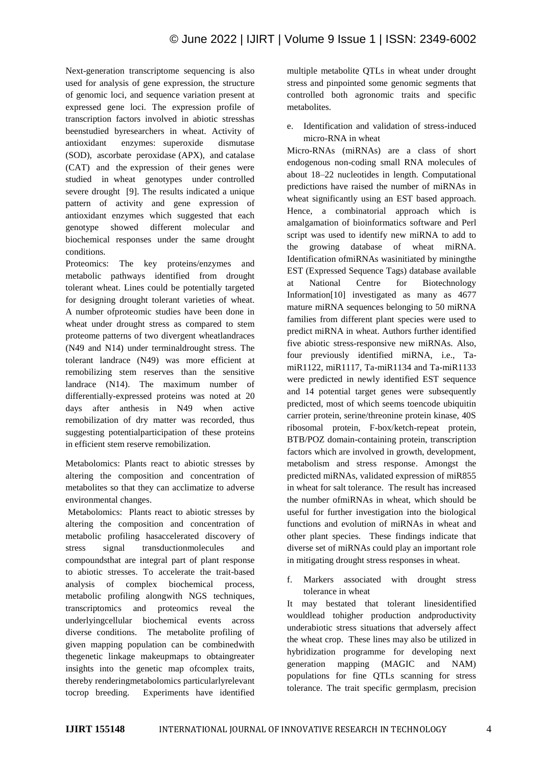Next-generation transcriptome sequencing is also used for analysis of gene expression, the structure of genomic loci, and sequence variation present at expressed gene loci. The expression profile of transcription factors involved in abiotic stresshas beenstudied byresearchers in wheat. Activity of antioxidant enzymes: superoxide dismutase (SOD), ascorbate peroxidase (APX), and catalase (CAT) and the expression of their genes were studied in wheat genotypes under controlled severe drought [9]. The results indicated a unique pattern of activity and gene expression of antioxidant enzymes which suggested that each genotype showed different molecular and biochemical responses under the same drought conditions.

Proteomics: The key proteins/enzymes and metabolic pathways identified from drought tolerant wheat. Lines could be potentially targeted for designing drought tolerant varieties of wheat. A number ofproteomic studies have been done in wheat under drought stress as compared to stem proteome patterns of two divergent wheatlandraces (N49 and N14) under terminaldrought stress. The tolerant landrace (N49) was more efficient at remobilizing stem reserves than the sensitive landrace (N14). The maximum number of differentially-expressed proteins was noted at 20 days after anthesis in N49 when active remobilization of dry matter was recorded, thus suggesting potentialparticipation of these proteins in efficient stem reserve remobilization.

Metabolomics: Plants react to abiotic stresses by altering the composition and concentration of metabolites so that they can acclimatize to adverse environmental changes.

Metabolomics: Plants react to abiotic stresses by altering the composition and concentration of metabolic profiling hasaccelerated discovery of stress signal transductionmolecules and compoundsthat are integral part of plant response to abiotic stresses. To accelerate the trait-based analysis of complex biochemical process, metabolic profiling alongwith NGS techniques, transcriptomics and proteomics reveal the underlyingcellular biochemical events across diverse conditions. The metabolite profiling of given mapping population can be combinedwith thegenetic linkage makeupmaps to obtaingreater insights into the genetic map ofcomplex traits, thereby renderingmetabolomics particularlyrelevant tocrop breeding. Experiments have identified multiple metabolite QTLs in wheat under drought stress and pinpointed some genomic segments that controlled both agronomic traits and specific metabolites.

e. Identification and validation of stress-induced micro-RNA in wheat

Micro-RNAs (miRNAs) are a class of short endogenous non-coding small RNA molecules of about 18–22 nucleotides in length. Computational predictions have raised the number of miRNAs in wheat significantly using an EST based approach. Hence, a combinatorial approach which is amalgamation of bioinformatics software and Perl script was used to identify new miRNA to add to the growing database of wheat miRNA. Identification ofmiRNAs wasinitiated by miningthe EST (Expressed Sequence Tags) database available at National Centre for Biotechnology Information[10] investigated as many as 4677 mature miRNA sequences belonging to 50 miRNA families from different plant species were used to predict miRNA in wheat. Authors further identified five abiotic stress-responsive new miRNAs. Also, four previously identified miRNA, i.e., Ta-miR1122, miR1117, Ta-miR1134 and Ta-miR1133 were predicted in newly identified EST sequence and 14 potential target genes were subsequently predicted, most of which seems toencode ubiquitin carrier protein, serine/threonine protein kinase, 40S ribosomal protein, F-box/ketch-repeat protein, BTB/POZ domain-containing protein, transcription factors which are involved in growth, development, metabolism and stress response. Amongst the predicted miRNAs, validated expression of miR855 in wheat for salt tolerance. The result has increased the number ofmiRNAs in wheat, which should be useful for further investigation into the biological functions and evolution of miRNAs in wheat and other plant species. These findings indicate that diverse set of miRNAs could play an important role in mitigating drought stress responses in wheat.

f. Markers associated with drought stress tolerance in wheat

It may bestated that tolerant linesidentified wouldlead tohigher production andproductivity underabiotic stress situations that adversely affect the wheat crop. These lines may also be utilized in hybridization programme for developing next generation mapping (MAGIC and NAM) populations for fine QTLs scanning for stress tolerance. The trait specific germplasm, precision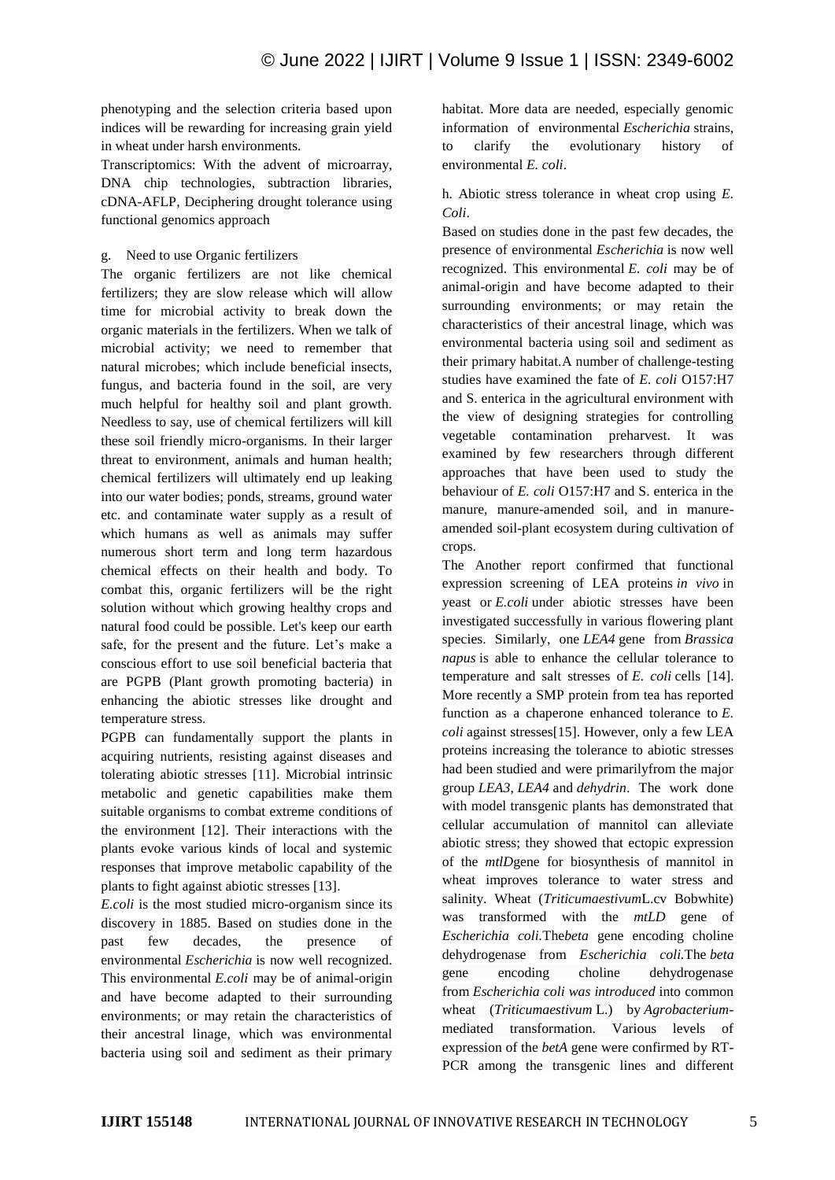phenotyping and the selection criteria based upon indices will be rewarding for increasing grain yield in wheat under harsh environments.

Transcriptomics: With the advent of microarray, DNA chip technologies, subtraction libraries, cDNA-AFLP, Deciphering drought tolerance using functional genomics approach

g. Need to use Organic fertilizers

The organic fertilizers are not like chemical fertilizers; they are slow release which will allow time for microbial activity to break down the organic materials in the fertilizers. When we talk of microbial activity; we need to remember that natural microbes; which include beneficial insects, fungus, and bacteria found in the soil, are very much helpful for healthy soil and plant growth. Needless to say, use of chemical fertilizers will kill these soil friendly micro-organisms. In their larger threat to environment, animals and human health; chemical fertilizers will ultimately end up leaking into our water bodies; ponds, streams, ground water etc. and contaminate water supply as a result of which humans as well as animals may suffer numerous short term and long term hazardous chemical effects on their health and body. To combat this, organic fertilizers will be the right solution without which growing healthy crops and natural food could be possible. Let's keep our earth safe, for the present and the future. Let's make a conscious effort to use soil beneficial bacteria that are PGPB (Plant growth promoting bacteria) in enhancing the abiotic stresses like drought and temperature stress.

PGPB can fundamentally support the plants in acquiring nutrients, resisting against diseases and tolerating abiotic stresses [11]. Microbial intrinsic metabolic and genetic capabilities make them suitable organisms to combat extreme conditions of the environment [12]. Their interactions with the plants evoke various kinds of local and systemic responses that improve metabolic capability of the plants to fight against abiotic stresses [13].

*E.coli* is the most studied micro-organism since its discovery in 1885. Based on studies done in the past few decades, the presence of environmental *Escherichia* is now well recognized. This environmental *E.coli* may be of animal-origin and have become adapted to their surrounding environments; or may retain the characteristics of their ancestral linage, which was environmental bacteria using soil and sediment as their primary habitat. More data are needed, especially genomic information of environmental *Escherichia* strains, to clarify the evolutionary history of environmental *E. coli*.

h. Abiotic stress tolerance in wheat crop using *E. Coli*.

Based on studies done in the past few decades, the presence of environmental *Escherichia* is now well recognized. This environmental *E. coli* may be of animal-origin and have become adapted to their surrounding environments; or may retain the characteristics of their ancestral linage, which was environmental bacteria using soil and sediment as their primary habitat.A number of challenge-testing studies have examined the fate of *E. coli* O157:H7 and S. enterica in the agricultural environment with the view of designing strategies for controlling vegetable contamination preharvest. It was examined by few researchers through different approaches that have been used to study the behaviour of *E. coli* O157:H7 and S. enterica in the manure, manure-amended soil, and in manure-amended soil-plant ecosystem during cultivation of crops.

The Another report confirmed that functional expression screening of LEA proteins *in vivo* in yeast or *E.coli* under abiotic stresses have been investigated successfully in various flowering plant species. Similarly, one *LEA4* gene from *Brassica napus* is able to enhance the cellular tolerance to temperature and salt stresses of *E. coli* cells [14]. More recently a SMP protein from tea has reported function as a chaperone enhanced tolerance to *E. coli* against stresses[15]. However, only a few LEA proteins increasing the tolerance to abiotic stresses had been studied and were primarilyfrom the major group *LEA3*, *LEA4* and *dehydrin*. The work done with model transgenic plants has demonstrated that cellular accumulation of mannitol can alleviate abiotic stress; they showed that ectopic expression of the *mtlD*gene for biosynthesis of mannitol in wheat improves tolerance to water stress and salinity. Wheat (*Triticumaestivum*L.cv Bobwhite) was transformed with the *mtLD* gene of *Escherichia coli*.The*beta* gene encoding choline dehydrogenase from *Escherichia coli*.The *beta* gene encoding choline dehydrogenase from *Escherichia coli was introduced* into common wheat (*Triticumaestivum* L.) by *Agrobacterium*-mediated transformation. Various levels of expression of the *betA* gene were confirmed by RT-PCR among the transgenic lines and different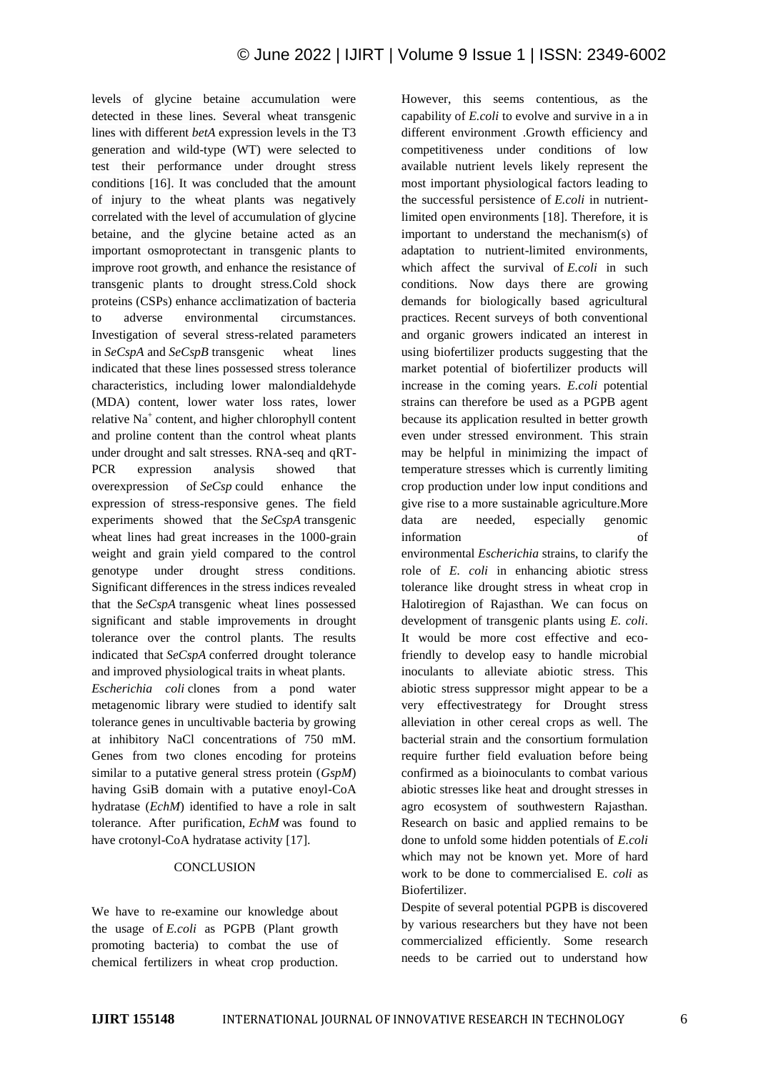levels of glycine betaine accumulation were detected in these lines. Several wheat transgenic lines with different *betA* expression levels in the T3 generation and wild-type (WT) were selected to test their performance under drought stress conditions [16]. It was concluded that the amount of injury to the wheat plants was negatively correlated with the level of accumulation of glycine betaine, and the glycine betaine acted as an important osmoprotectant in transgenic plants to improve root growth, and enhance the resistance of transgenic plants to drought stress.Cold shock proteins (CSPs) enhance acclimatization of bacteria to adverse environmental circumstances. Investigation of several stress-related parameters in *SeCspA* and *SeCspB* transgenic wheat lines indicated that these lines possessed stress tolerance characteristics, including lower malondialdehyde (MDA) content, lower water loss rates, lower relative $Na^+$ content, and higher chlorophyll content and proline content than the control wheat plants under drought and salt stresses. RNA-seq and qRT-PCR expression analysis showed that overexpression of *SeCsp* could enhance the expression of stress-responsive genes. The field experiments showed that the *SeCspA* transgenic wheat lines had great increases in the 1000-grain weight and grain yield compared to the control genotype under drought stress conditions. Significant differences in the stress indices revealed that the *SeCspA* transgenic wheat lines possessed significant and stable improvements in drought tolerance over the control plants. The results indicated that *SeCspA* conferred drought tolerance and improved physiological traits in wheat plants.

*Escherichia coli* clones from a pond water metagenomic library were studied to identify salt tolerance genes in uncultivable bacteria by growing at inhibitory NaCl concentrations of 750 mM. Genes from two clones encoding for proteins similar to a putative general stress protein (*GspM*) having GsiB domain with a putative enoyl-CoA hydratase (*EchM*) identified to have a role in salt tolerance. After purification, *EchM* was found to have crotonyl-CoA hydratase activity [17].

## CONCLUSION

We have to re-examine our knowledge about the usage of *E.coli* as PGPB (Plant growth promoting bacteria) to combat the use of chemical fertilizers in wheat crop production. However, this seems contentious, as the capability of *E.coli* to evolve and survive in a in different environment .Growth efficiency and competitiveness under conditions of low available nutrient levels likely represent the most important physiological factors leading to the successful persistence of *E.coli* in nutrient-limited open environments [18]. Therefore, it is important to understand the mechanism(s) of adaptation to nutrient-limited environments, which affect the survival of *E.coli* in such conditions. Now days there are growing demands for biologically based agricultural practices. Recent surveys of both conventional and organic growers indicated an interest in using biofertilizer products suggesting that the market potential of biofertilizer products will increase in the coming years. *E.coli* potential strains can therefore be used as a PGPB agent because its application resulted in better growth even under stressed environment. This strain may be helpful in minimizing the impact of temperature stresses which is currently limiting crop production under low input conditions and give rise to a more sustainable agriculture.More data are needed, especially genomic information of environmental *Escherichia* strains, to clarify the role of *E. coli* in enhancing abiotic stress tolerance like drought stress in wheat crop in Halotiregion of Rajasthan. We can focus on development of transgenic plants using *E. coli*. It would be more cost effective and eco-friendly to develop easy to handle microbial inoculants to alleviate abiotic stress. This abiotic stress suppressor might appear to be a very effectivestrategy for Drought stress alleviation in other cereal crops as well. The bacterial strain and the consortium formulation require further field evaluation before being confirmed as a bioinoculants to combat various abiotic stresses like heat and drought stresses in agro ecosystem of southwestern Rajasthan. Research on basic and applied remains to be done to unfold some hidden potentials of *E.coli* which may not be known yet. More of hard work to be done to commercialised E. *coli* as Biofertilizer.

Despite of several potential PGPB is discovered by various researchers but they have not been commercialized efficiently. Some research needs to be carried out to understand how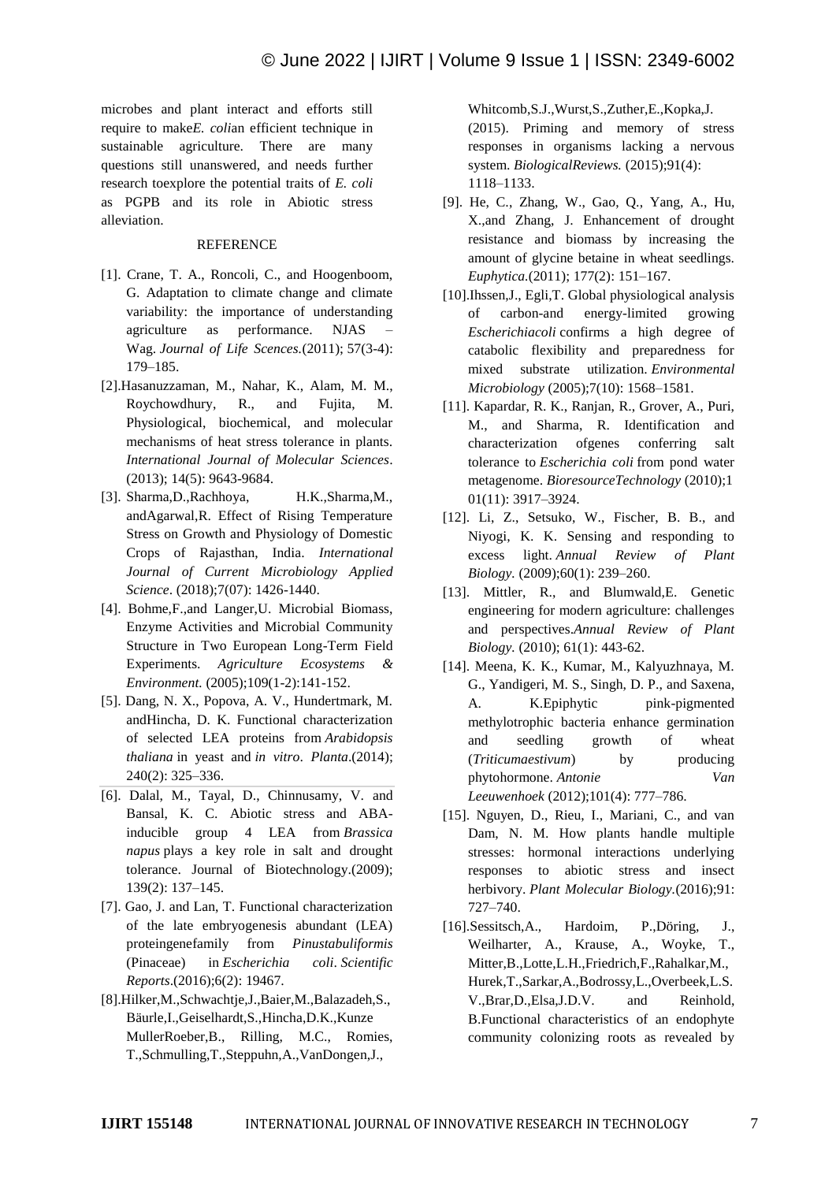microbes and plant interact and efforts still require to make*E. coli*an efficient technique in sustainable agriculture. There are many questions still unanswered, and needs further research toexplore the potential traits of *E. coli* as PGPB and its role in Abiotic stress alleviation.

## REFERENCE

[1]. Crane, T. A., Roncoli, C., and Hoogenboom, G. Adaptation to climate change and climate variability: the importance of understanding agriculture as performance. NJAS – Wag. *Journal of Life Scences*.(2011); 57(3-4): 179–185.

[2].Hasanuzzaman, M., Nahar, K., Alam, M. M., Roychowdhury, R., and Fujita, M. Physiological, biochemical, and molecular mechanisms of heat stress tolerance in plants. *International Journal of Molecular Sciences*. (2013); 14(5): 9643-9684.

[3]. Sharma,D.,Rachhoya, H.K.,Sharma,M., andAgarwal,R. Effect of Rising Temperature Stress on Growth and Physiology of Domestic Crops of Rajasthan, India. *International Journal of Current Microbiology Applied Science*. (2018);7(07): 1426-1440.

[4]. Bohme,F.,and Langer,U. Microbial Biomass, Enzyme Activities and Microbial Community Structure in Two European Long-Term Field Experiments. *Agriculture Ecosystems & Environment.* (2005);109(1-2):141-152.

[5]. Dang, N. X., Popova, A. V., Hundertmark, M. andHincha, D. K. Functional characterization of selected LEA proteins from *Arabidopsis thaliana* in yeast and *in vitro*. *Planta*.(2014); 240(2): 325–336.

[6]. Dalal, M., Tayal, D., Chinnusamy, V. and Bansal, K. C. Abiotic stress and ABA-inducible group 4 LEA from *Brassica napus* plays a key role in salt and drought tolerance. Journal of Biotechnology.(2009); 139(2): 137–145.

[7]. Gao, J. and Lan, T. Functional characterization of the late embryogenesis abundant (LEA) proteingenefamily from *Pinustabuliformis* (Pinaceae) in *Escherichia coli*. *Scientific Reports*.(2016);6(2): 19467.

[8].Hilker,M.,Schwachtje,J.,Baier,M.,Balazadeh,S., Bäurle,I.,Geiselhardt,S.,Hincha,D.K.,Kunze MullerRoeber,B., Rilling, M.C., Romies, T.,Schmulling,T.,Steppuhn,A.,VanDongen,J., Whitcomb,S.J.,Wurst,S.,Zuther,E.,Kopka,J. (2015). Priming and memory of stress responses in organisms lacking a nervous system. *BiologicalReviews.* (2015);91(4): 1118–1133.

[9]. He, C., Zhang, W., Gao, Q., Yang, A., Hu, X.,and Zhang, J. Enhancement of drought resistance and biomass by increasing the amount of glycine betaine in wheat seedlings. *Euphytica*.(2011); 177(2): 151–167.

[10].Ihssen,J., Egli,T. Global physiological analysis of carbon-and energy-limited growing *Escherichiacoli* confirms a high degree of catabolic flexibility and preparedness for mixed substrate utilization. *Environmental Microbiology* (2005);7(10): 1568–1581.

[11]. Kapardar, R. K., Ranjan, R., Grover, A., Puri, M., and Sharma, R. Identification and characterization ofgenes conferring salt tolerance to *Escherichia coli* from pond water metagenome. *BioresourceTechnology* (2010);101(11): 3917–3924.

[12]. Li, Z., Setsuko, W., Fischer, B. B., and Niyogi, K. K. Sensing and responding to excess light. *Annual Review of Plant Biology.* (2009);60(1): 239–260.

[13]. Mittler, R., and Blumwald,E. Genetic engineering for modern agriculture: challenges and perspectives.*Annual Review of Plant Biology.* (2010); 61(1): 443-62.

[14]. Meena, K. K., Kumar, M., Kalyuzhnaya, M. G., Yandigeri, M. S., Singh, D. P., and Saxena, A. K.Epiphytic pink-pigmented methylotrophic bacteria enhance germination and seedling growth of wheat (*Triticumaestivum*) by producing phytohormone. *Antonie Van Leeuwenhoek* (2012);101(4): 777–786.

[15]. Nguyen, D., Rieu, I., Mariani, C., and van Dam, N. M. How plants handle multiple stresses: hormonal interactions underlying responses to abiotic stress and insect herbivory. *Plant Molecular Biology*.(2016);91: 727–740.

[16].Sessitsch,A., Hardoim, P.,Döring, J., Weilharter, A., Krause, A., Woyke, T., Mitter,B.,Lotte,L.H.,Friedrich,F.,Rahalkar,M., Hurek,T.,Sarkar,A.,Bodrossy,L.,Overbeek,L.S. V.,Brar,D.,Elsa,J.D.V. and Reinhold, B.Functional characteristics of an endophyte community colonizing roots as revealed by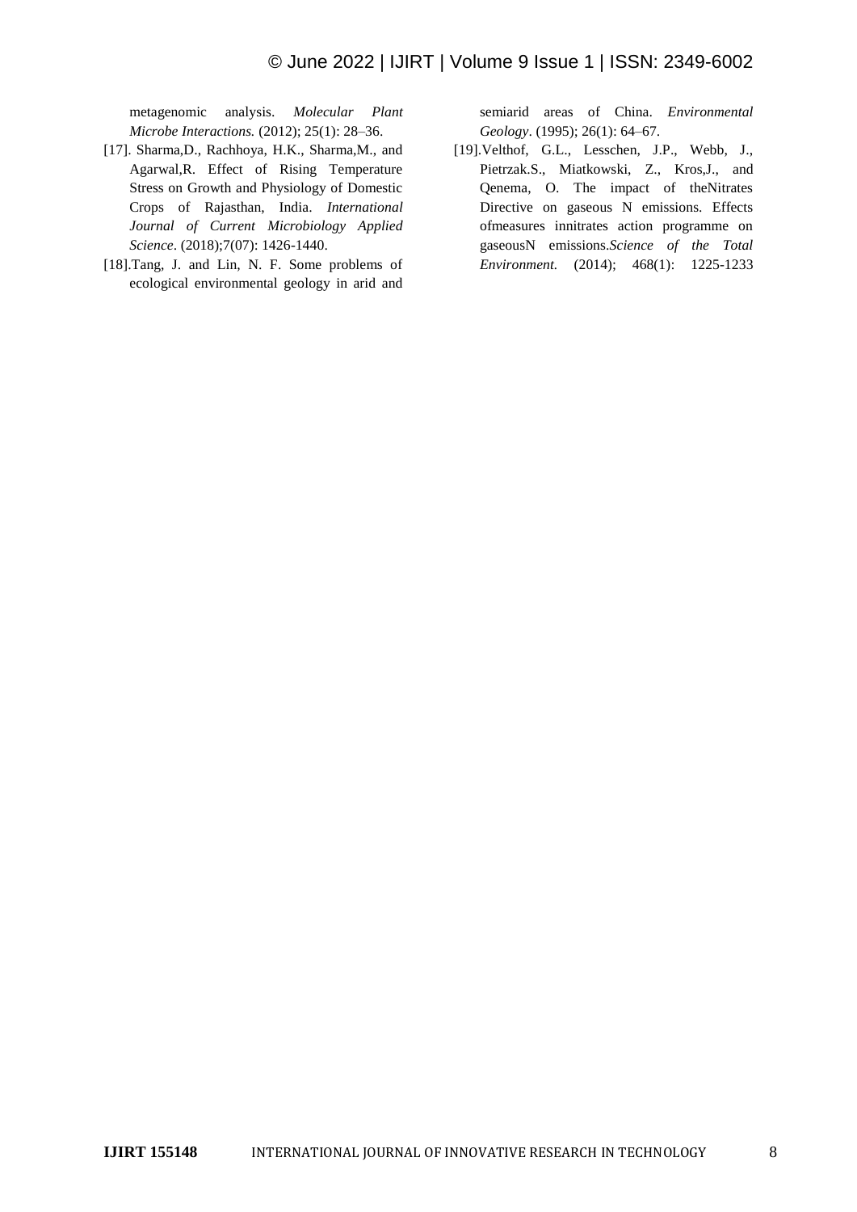metagenomic analysis. *Molecular Plant Microbe Interactions.* (2012); 25(1): 28–36.

[17]. Sharma,D., Rachhoya, H.K., Sharma,M., and Agarwal,R. Effect of Rising Temperature Stress on Growth and Physiology of Domestic Crops of Rajasthan, India. *International Journal of Current Microbiology Applied Science*. (2018);7(07): 1426-1440.

[18].Tang, J. and Lin, N. F. Some problems of ecological environmental geology in arid and semiarid areas of China. *Environmental Geology*. (1995); 26(1): 64–67.

[19].Velthof, G.L., Lesschen, J.P., Webb, J., Pietrzak.S., Miatkowski, Z., Kros,J., and Qenema, O. The impact of theNitrates Directive on gaseous N emissions. Effects ofmeasures innitrates action programme on gaseousN emissions.*Science of the Total Environment.* (2014); 468(1): 1225-1233